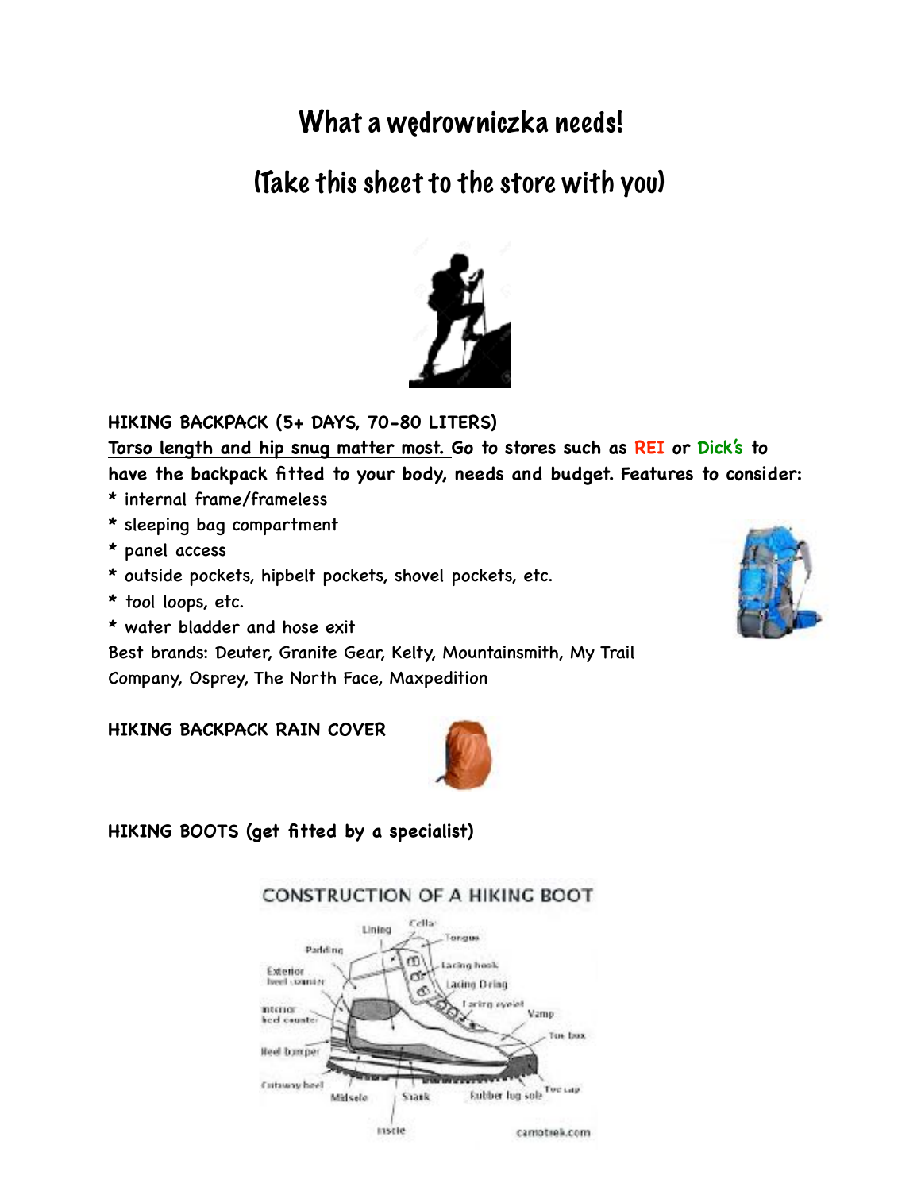# What a wędrowniczka needs!

# (Take this sheet to the store with you)

**HIKING BACKPACK (5+ DAYS, 70-80 LITERS)**

**<u>Torso length and hip snug matter most.</u> Go to stores such as REI or Dick's to have the backpack fitted to your body, needs and budget. Features to consider:**

* internal frame/frameless
* sleeping bag compartment
* panel access
* outside pockets, hipbelt pockets, shovel pockets, etc.
* tool loops, etc.
* water bladder and hose exit

Best brands: Deuter, Granite Gear, Kelty, Mountainsmith, My Trail Company, Osprey, The North Face, Maxpedition

**HIKING BACKPACK RAIN COVER**

**HIKING BOOTS (get fitted by a specialist)**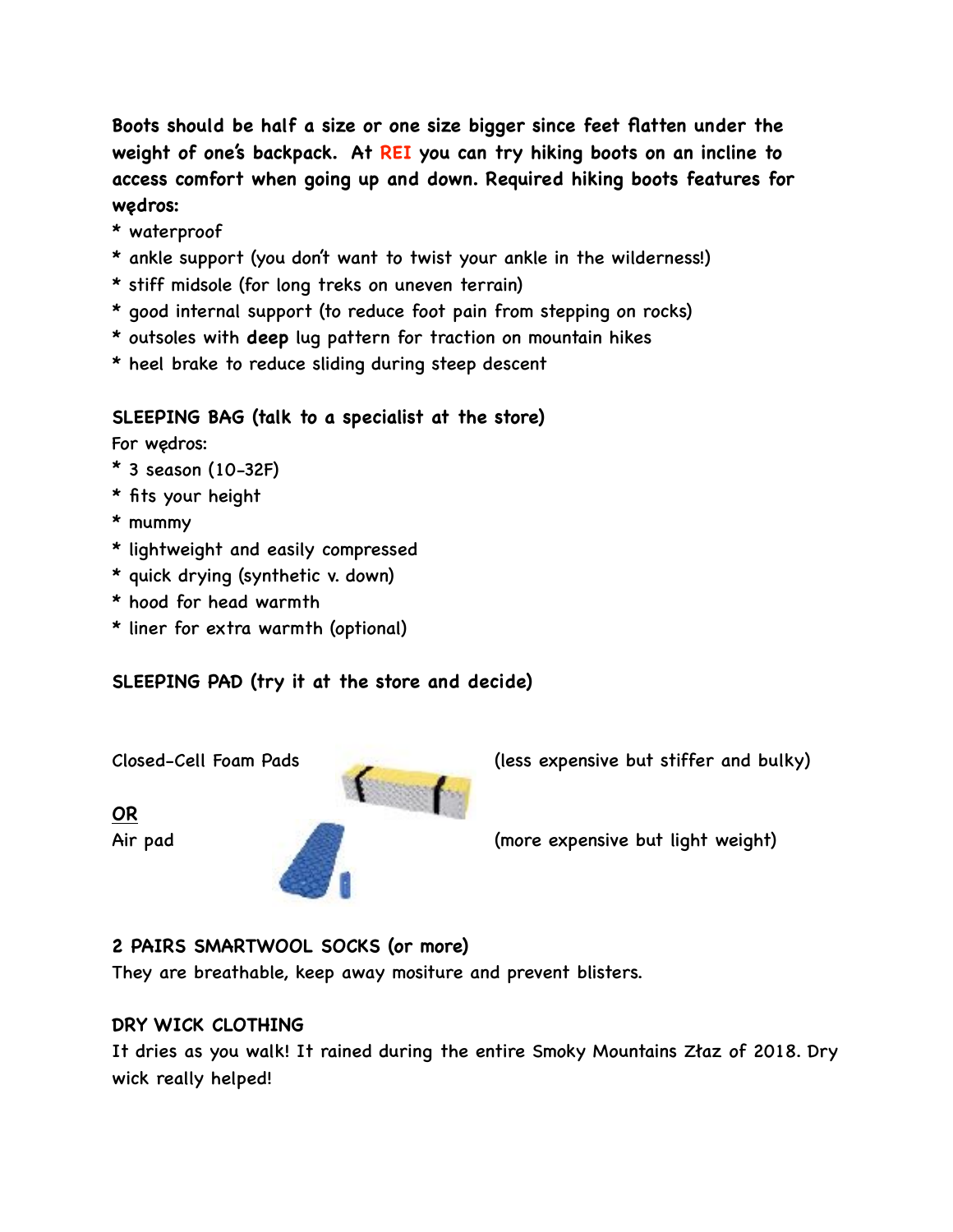**Boots should be half a size or one size bigger since feet flatten under the weight of one's backpack. At REI you can try hiking boots on an incline to access comfort when going up and down. Required hiking boots features for wędros:**

* waterproof
* ankle support (you don't want to twist your ankle in the wilderness!)
* stiff midsole (for long treks on uneven terrain)
* good internal support (to reduce foot pain from stepping on rocks)
* outsoles with **deep** lug pattern for traction on mountain hikes
* heel brake to reduce sliding during steep descent

**SLEEPING BAG (talk to a specialist at the store)**

For wędros:

* 3 season (10-32F)
* fits your height
* mummy
* lightweight and easily compressed
* quick drying (synthetic v. down)
* hood for head warmth
* liner for extra warmth (optional)

**SLEEPING PAD (try it at the store and decide)**

Closed-Cell Foam Pads (less expensive but stiffer and bulky)

**OR**

Air pad (more expensive but light weight)

**2 PAIRS SMARTWOOL SOCKS (or more)**

They are breathable, keep away mositure and prevent blisters.

**DRY WICK CLOTHING**

It dries as you walk! It rained during the entire Smoky Mountains Złaz of 2018. Dry wick really helped!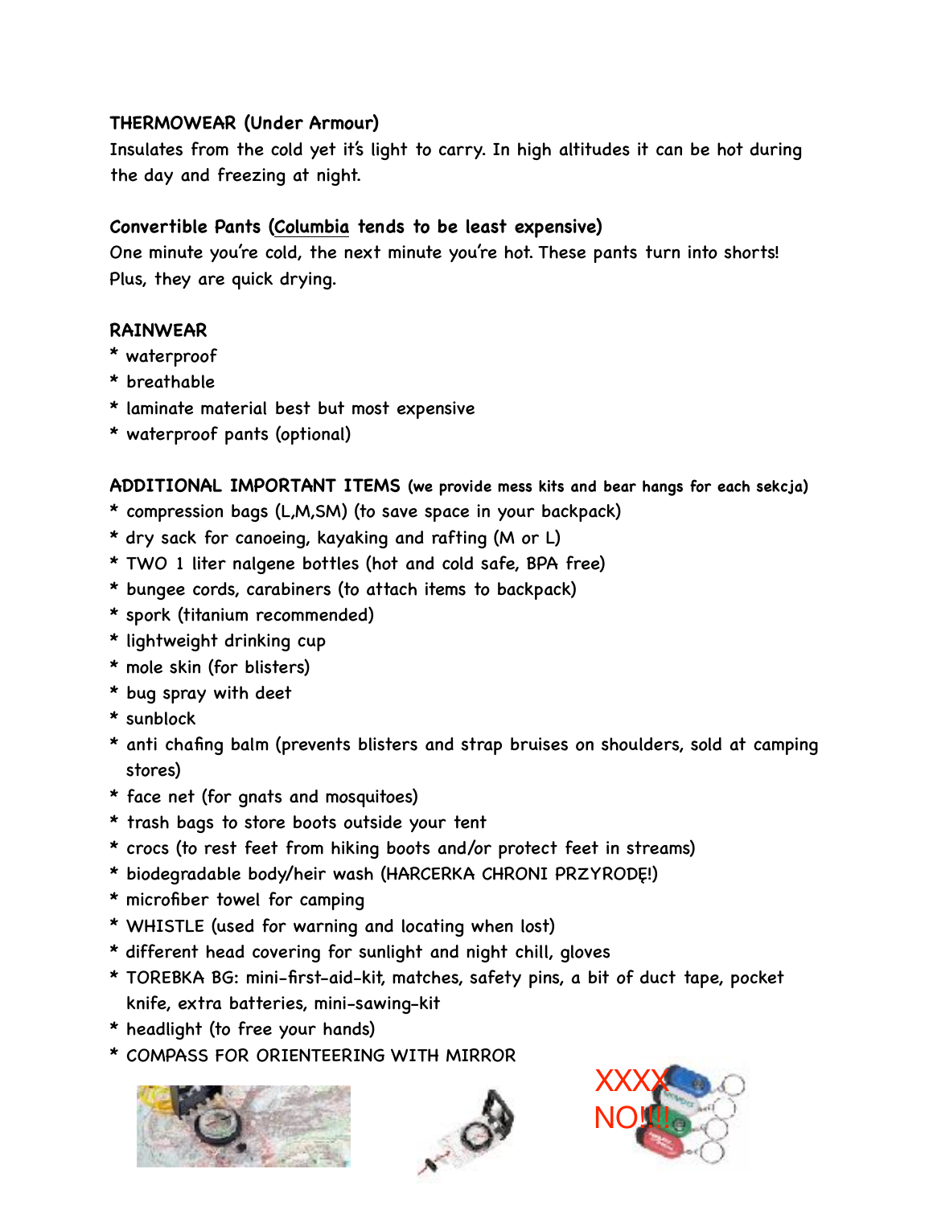**THERMOWEAR (Under Armour)**

Insulates from the cold yet it's light to carry. In high altitudes it can be hot during the day and freezing at night.

**Convertible Pants (Columbia tends to be least expensive)**

One minute you're cold, the next minute you're hot. These pants turn into shorts! Plus, they are quick drying.

**RAINWEAR**

* waterproof
* breathable
* laminate material best but most expensive
* waterproof pants (optional)

**ADDITIONAL IMPORTANT ITEMS (we provide mess kits and bear hangs for each sekcja)**

* compression bags (L,M,SM) (to save space in your backpack)
* dry sack for canoeing, kayaking and rafting (M or L)
* TWO 1 liter nalgene bottles (hot and cold safe, BPA free)
* bungee cords, carabiners (to attach items to backpack)
* spork (titanium recommended)
* lightweight drinking cup
* mole skin (for blisters)
* bug spray with deet
* sunblock
* anti chafing balm (prevents blisters and strap bruises on shoulders, sold at camping stores)
* face net (for gnats and mosquitoes)
* trash bags to store boots outside your tent
* crocs (to rest feet from hiking boots and/or protect feet in streams)
* biodegradable body/heir wash (HARCERKA CHRONI PRZYRODĘ!)
* microfiber towel for camping
* WHISTLE (used for warning and locating when lost)
* different head covering for sunlight and night chill, gloves
* TOREBKA BG: mini-first-aid-kit, matches, safety pins, a bit of duct tape, pocket knife, extra batteries, mini-sawing-kit
* headlight (to free your hands)
* COMPASS FOR ORIENTEERING WITH MIRROR

XXXX NO!!!!